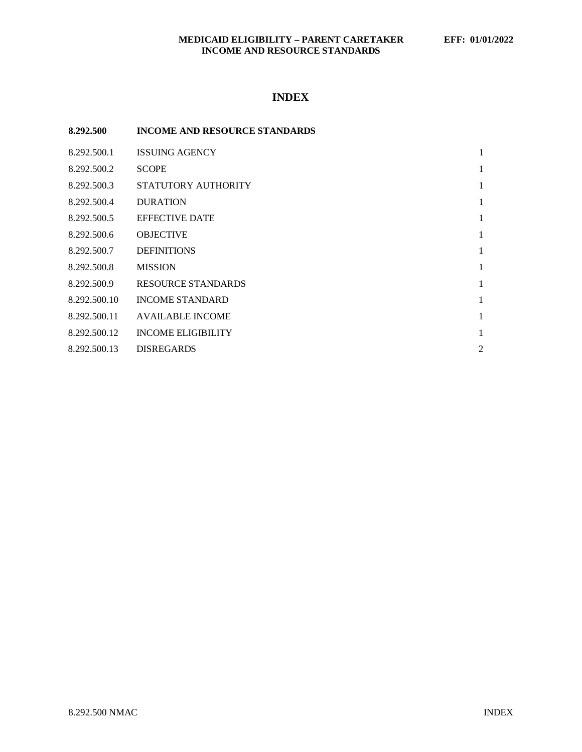**MEDICAID ELIGIBILITY – PARENT CARETAKER INCOME AND RESOURCE STANDARDS** **EFF: 01/01/2022**

# INDEX

| **8.292.500** | **INCOME AND RESOURCE STANDARDS** | |
|---|---|---|
| 8.292.500.1 | ISSUING AGENCY | 1 |
| 8.292.500.2 | SCOPE | 1 |
| 8.292.500.3 | STATUTORY AUTHORITY | 1 |
| 8.292.500.4 | DURATION | 1 |
| 8.292.500.5 | EFFECTIVE DATE | 1 |
| 8.292.500.6 | OBJECTIVE | 1 |
| 8.292.500.7 | DEFINITIONS | 1 |
| 8.292.500.8 | MISSION | 1 |
| 8.292.500.9 | RESOURCE STANDARDS | 1 |
| 8.292.500.10 | INCOME STANDARD | 1 |
| 8.292.500.11 | AVAILABLE INCOME | 1 |
| 8.292.500.12 | INCOME ELIGIBILITY | 1 |
| 8.292.500.13 | DISREGARDS | 2 |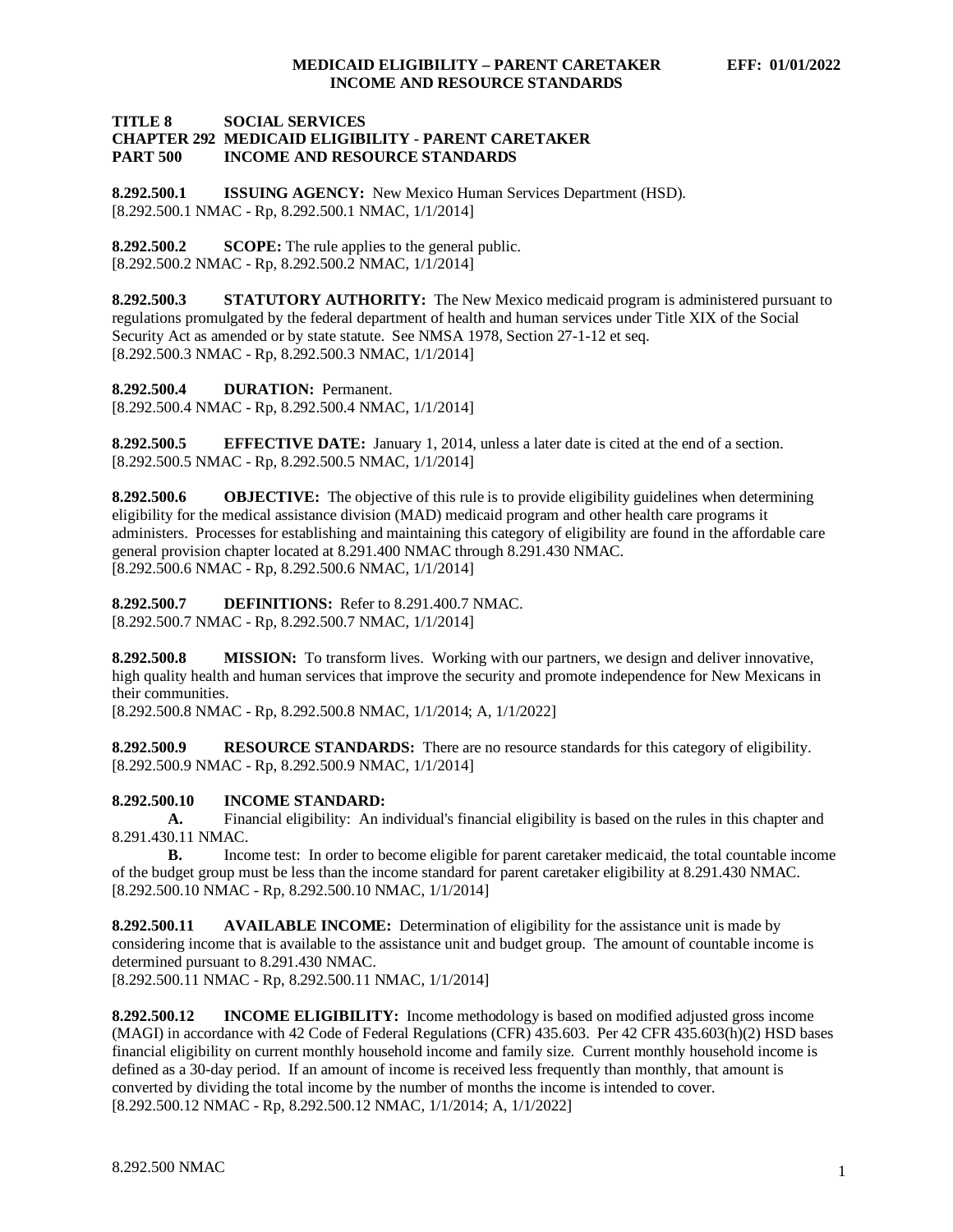**TITLE 8 SOCIAL SERVICES**
**CHAPTER 292 MEDICAID ELIGIBILITY - PARENT CARETAKER**
**PART 500 INCOME AND RESOURCE STANDARDS**

**8.292.500.1 ISSUING AGENCY:** New Mexico Human Services Department (HSD).
[8.292.500.1 NMAC - Rp, 8.292.500.1 NMAC, 1/1/2014]

**8.292.500.2 SCOPE:** The rule applies to the general public.
[8.292.500.2 NMAC - Rp, 8.292.500.2 NMAC, 1/1/2014]

**8.292.500.3 STATUTORY AUTHORITY:** The New Mexico medicaid program is administered pursuant to regulations promulgated by the federal department of health and human services under Title XIX of the Social Security Act as amended or by state statute. See NMSA 1978, Section 27-1-12 et seq.
[8.292.500.3 NMAC - Rp, 8.292.500.3 NMAC, 1/1/2014]

**8.292.500.4 DURATION:** Permanent.
[8.292.500.4 NMAC - Rp, 8.292.500.4 NMAC, 1/1/2014]

**8.292.500.5 EFFECTIVE DATE:** January 1, 2014, unless a later date is cited at the end of a section.
[8.292.500.5 NMAC - Rp, 8.292.500.5 NMAC, 1/1/2014]

**8.292.500.6 OBJECTIVE:** The objective of this rule is to provide eligibility guidelines when determining eligibility for the medical assistance division (MAD) medicaid program and other health care programs it administers. Processes for establishing and maintaining this category of eligibility are found in the affordable care general provision chapter located at 8.291.400 NMAC through 8.291.430 NMAC.
[8.292.500.6 NMAC - Rp, 8.292.500.6 NMAC, 1/1/2014]

**8.292.500.7 DEFINITIONS:** Refer to 8.291.400.7 NMAC.
[8.292.500.7 NMAC - Rp, 8.292.500.7 NMAC, 1/1/2014]

**8.292.500.8 MISSION:** To transform lives. Working with our partners, we design and deliver innovative, high quality health and human services that improve the security and promote independence for New Mexicans in their communities.
[8.292.500.8 NMAC - Rp, 8.292.500.8 NMAC, 1/1/2014; A, 1/1/2022]

**8.292.500.9 RESOURCE STANDARDS:** There are no resource standards for this category of eligibility.
[8.292.500.9 NMAC - Rp, 8.292.500.9 NMAC, 1/1/2014]

**8.292.500.10 INCOME STANDARD:**

**A.** Financial eligibility: An individual's financial eligibility is based on the rules in this chapter and 8.291.430.11 NMAC.

**B.** Income test: In order to become eligible for parent caretaker medicaid, the total countable income of the budget group must be less than the income standard for parent caretaker eligibility at 8.291.430 NMAC.
[8.292.500.10 NMAC - Rp, 8.292.500.10 NMAC, 1/1/2014]

**8.292.500.11 AVAILABLE INCOME:** Determination of eligibility for the assistance unit is made by considering income that is available to the assistance unit and budget group. The amount of countable income is determined pursuant to 8.291.430 NMAC.
[8.292.500.11 NMAC - Rp, 8.292.500.11 NMAC, 1/1/2014]

**8.292.500.12 INCOME ELIGIBILITY:** Income methodology is based on modified adjusted gross income (MAGI) in accordance with 42 Code of Federal Regulations (CFR) 435.603. Per 42 CFR 435.603(h)(2) HSD bases financial eligibility on current monthly household income and family size. Current monthly household income is defined as a 30-day period. If an amount of income is received less frequently than monthly, that amount is converted by dividing the total income by the number of months the income is intended to cover.
[8.292.500.12 NMAC - Rp, 8.292.500.12 NMAC, 1/1/2014; A, 1/1/2022]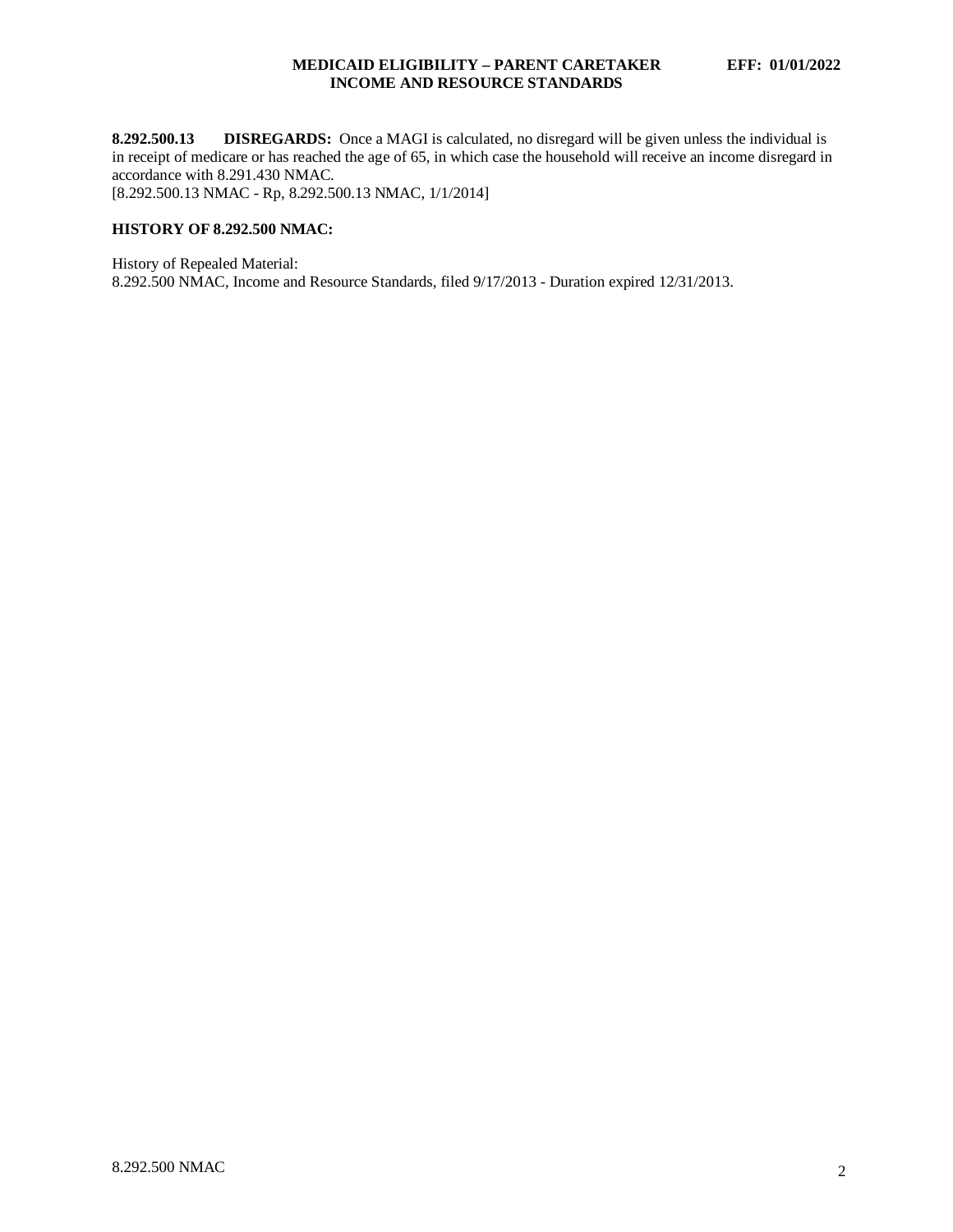**8.292.500.13 DISREGARDS:** Once a MAGI is calculated, no disregard will be given unless the individual is in receipt of medicare or has reached the age of 65, in which case the household will receive an income disregard in accordance with 8.291.430 NMAC.
[8.292.500.13 NMAC - Rp, 8.292.500.13 NMAC, 1/1/2014]

**HISTORY OF 8.292.500 NMAC:**

History of Repealed Material:
8.292.500 NMAC, Income and Resource Standards, filed 9/17/2013 - Duration expired 12/31/2013.